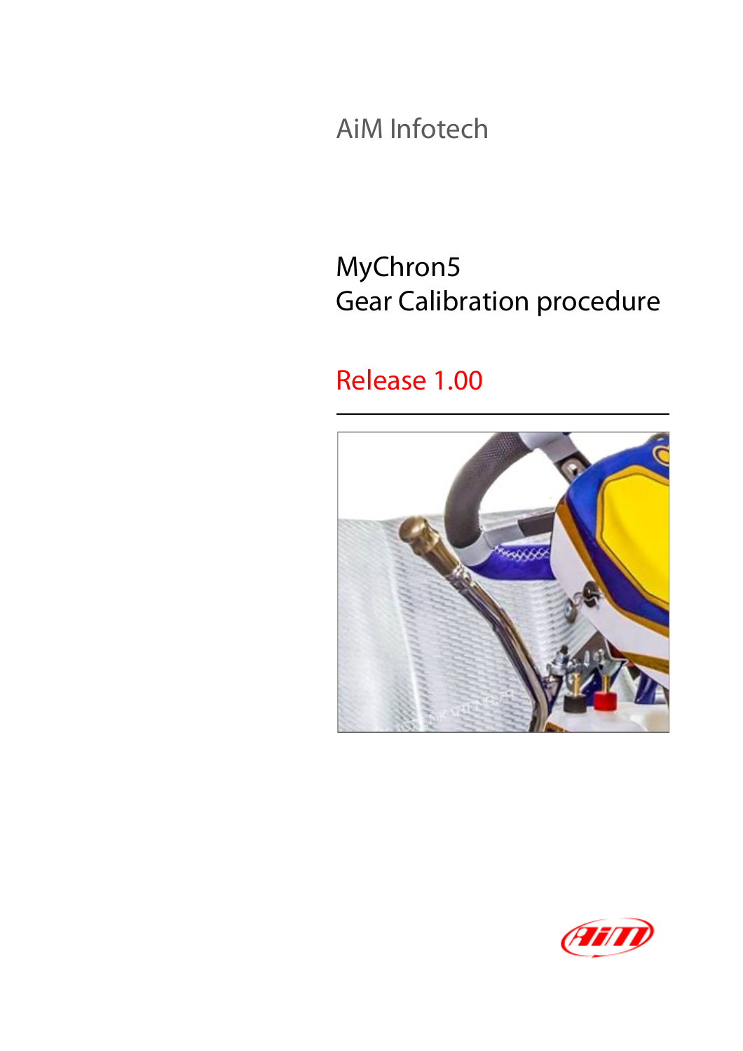AiM Infotech

# MyChron5
# Gear Calibration procedure

Release 1.00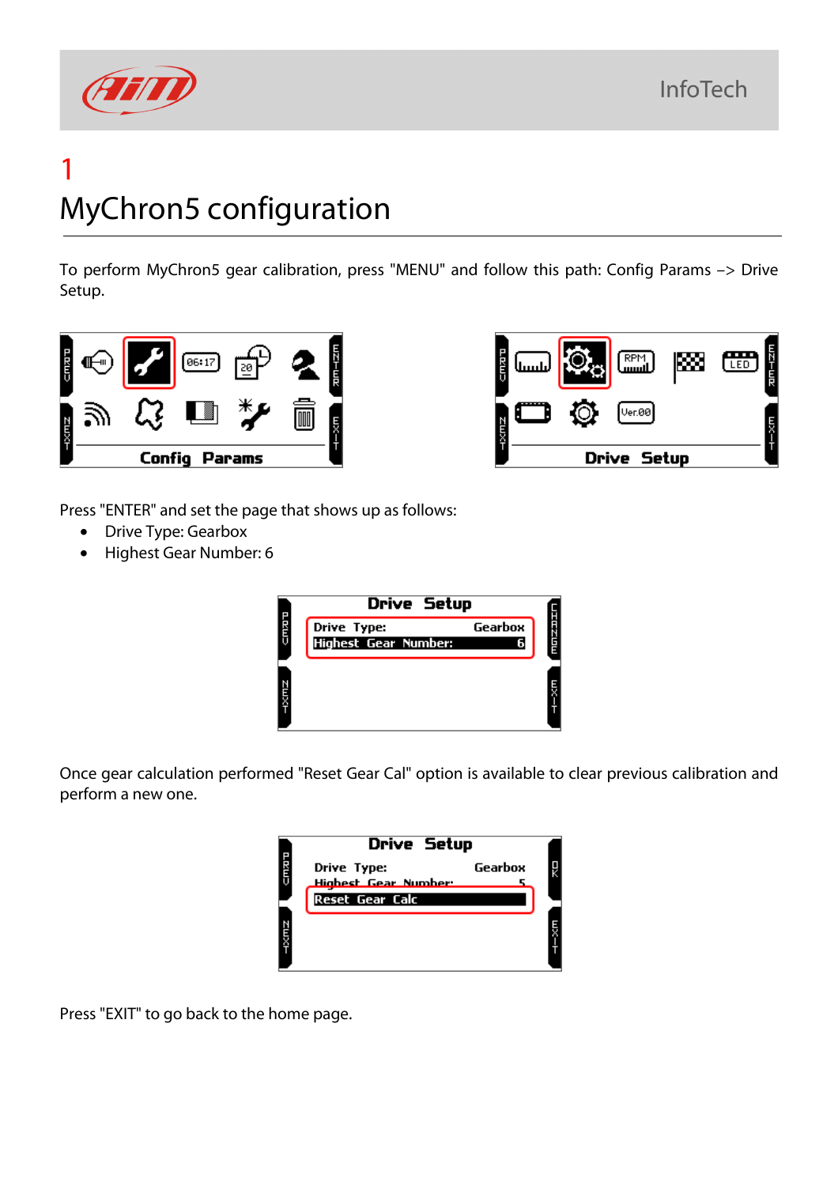# 1 MyChron5 configuration

To perform MyChron5 gear calibration, press "MENU" and follow this path: Config Params –> Drive Setup.

Press "ENTER" and set the page that shows up as follows:

- Drive Type: Gearbox
- Highest Gear Number: 6

Once gear calculation performed "Reset Gear Cal" option is available to clear previous calibration and perform a new one.

Press "EXIT" to go back to the home page.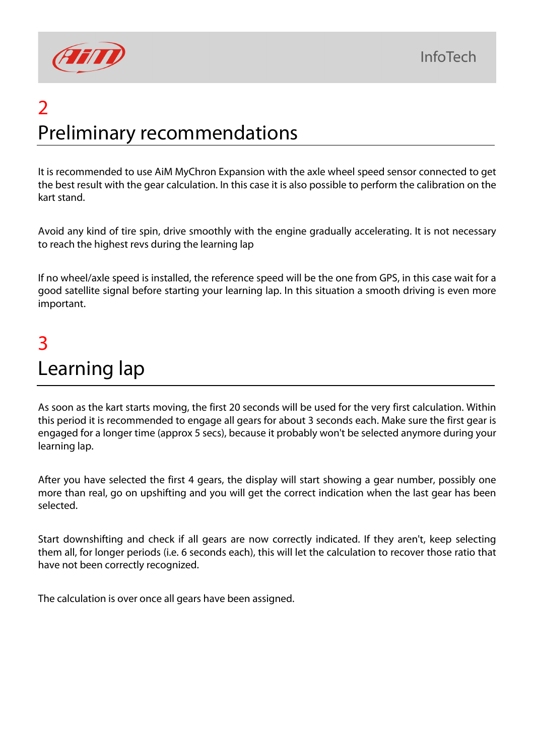# 2 Preliminary recommendations

It is recommended to use AiM MyChron Expansion with the axle wheel speed sensor connected to get the best result with the gear calculation. In this case it is also possible to perform the calibration on the kart stand.

Avoid any kind of tire spin, drive smoothly with the engine gradually accelerating. It is not necessary to reach the highest revs during the learning lap

If no wheel/axle speed is installed, the reference speed will be the one from GPS, in this case wait for a good satellite signal before starting your learning lap. In this situation a smooth driving is even more important.

# 3 Learning lap

As soon as the kart starts moving, the first 20 seconds will be used for the very first calculation. Within this period it is recommended to engage all gears for about 3 seconds each. Make sure the first gear is engaged for a longer time (approx 5 secs), because it probably won't be selected anymore during your learning lap.

After you have selected the first 4 gears, the display will start showing a gear number, possibly one more than real, go on upshifting and you will get the correct indication when the last gear has been selected.

Start downshifting and check if all gears are now correctly indicated. If they aren't, keep selecting them all, for longer periods (i.e. 6 seconds each), this will let the calculation to recover those ratio that have not been correctly recognized.

The calculation is over once all gears have been assigned.